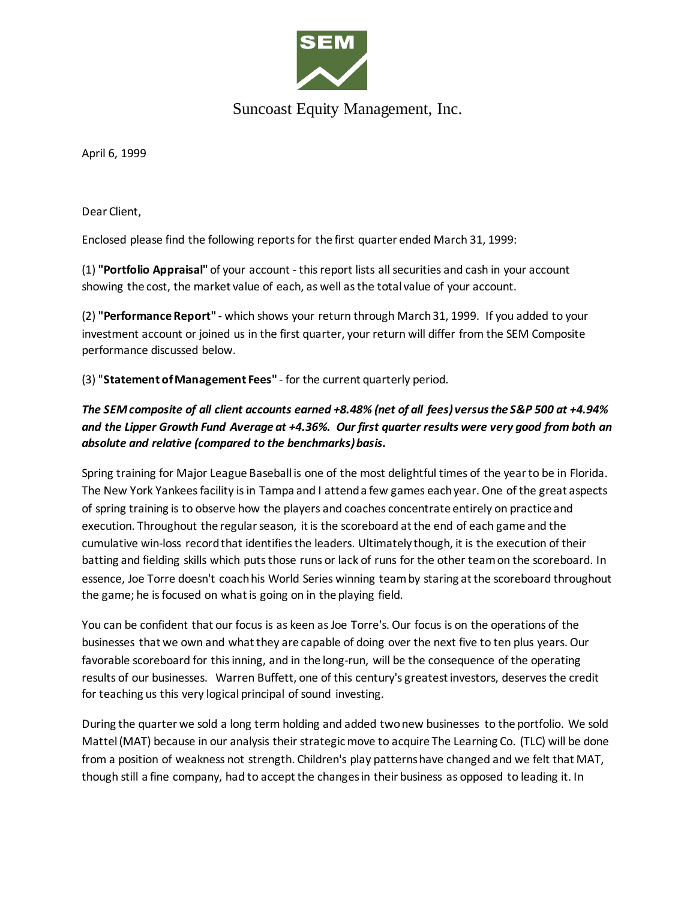SEM

Suncoast Equity Management, Inc.

April 6, 1999

Dear Client,

Enclosed please find the following reports for the first quarter ended March 31, 1999:

(1) **"Portfolio Appraisal"** of your account - this report lists all securities and cash in your account showing the cost, the market value of each, as well as the total value of your account.

(2) **"Performance Report"** - which shows your return through March 31, 1999. If you added to your investment account or joined us in the first quarter, your return will differ from the SEM Composite performance discussed below.

(3) "**Statement of Management Fees"** - for the current quarterly period.

***The SEM composite of all client accounts earned +8.48% (net of all fees) versus the S&P 500 at +4.94% and the Lipper Growth Fund Average at +4.36%. Our first quarter results were very good from both an absolute and relative (compared to the benchmarks) basis.***

Spring training for Major League Baseball is one of the most delightful times of the year to be in Florida. The New York Yankees facility is in Tampa and I attend a few games each year. One of the great aspects of spring training is to observe how the players and coaches concentrate entirely on practice and execution. Throughout the regular season, it is the scoreboard at the end of each game and the cumulative win-loss record that identifies the leaders. Ultimately though, it is the execution of their batting and fielding skills which puts those runs or lack of runs for the other team on the scoreboard. In essence, Joe Torre doesn't coach his World Series winning team by staring at the scoreboard throughout the game; he is focused on what is going on in the playing field.

You can be confident that our focus is as keen as Joe Torre's. Our focus is on the operations of the businesses that we own and what they are capable of doing over the next five to ten plus years. Our favorable scoreboard for this inning, and in the long-run, will be the consequence of the operating results of our businesses. Warren Buffett, one of this century's greatest investors, deserves the credit for teaching us this very logical principal of sound investing.

During the quarter we sold a long term holding and added two new businesses to the portfolio. We sold Mattel (MAT) because in our analysis their strategic move to acquire The Learning Co. (TLC) will be done from a position of weakness not strength. Children's play patterns have changed and we felt that MAT, though still a fine company, had to accept the changes in their business as opposed to leading it. In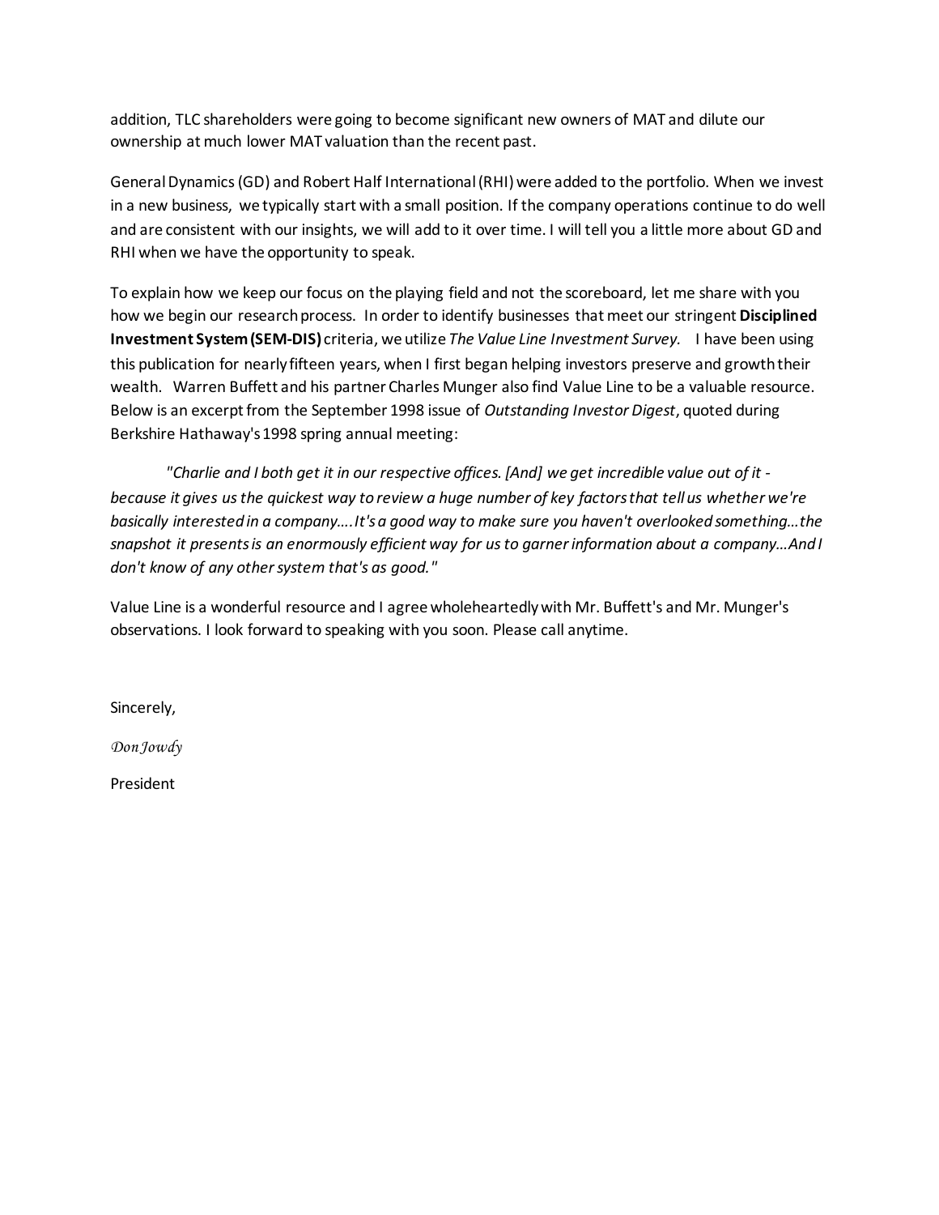addition, TLC shareholders were going to become significant new owners of MAT and dilute our ownership at much lower MAT valuation than the recent past.

General Dynamics (GD) and Robert Half International (RHI) were added to the portfolio. When we invest in a new business, we typically start with a small position. If the company operations continue to do well and are consistent with our insights, we will add to it over time. I will tell you a little more about GD and RHI when we have the opportunity to speak.

To explain how we keep our focus on the playing field and not the scoreboard, let me share with you how we begin our research process. In order to identify businesses that meet our stringent **Disciplined Investment System (SEM-DIS)** criteria, we utilize *The Value Line Investment Survey.* I have been using this publication for nearly fifteen years, when I first began helping investors preserve and growth their wealth. Warren Buffett and his partner Charles Munger also find Value Line to be a valuable resource. Below is an excerpt from the September 1998 issue of *Outstanding Investor Digest*, quoted during Berkshire Hathaway's 1998 spring annual meeting:

> *"Charlie and I both get it in our respective offices. [And] we get incredible value out of it - because it gives us the quickest way to review a huge number of key factors that tell us whether we're basically interested in a company….It's a good way to make sure you haven't overlooked something…the snapshot it presents is an enormously efficient way for us to garner information about a company…And I don't know of any other system that's as good."*

Value Line is a wonderful resource and I agree wholeheartedly with Mr. Buffett's and Mr. Munger's observations. I look forward to speaking with you soon. Please call anytime.

Sincerely,

*Don Jowdy*

President